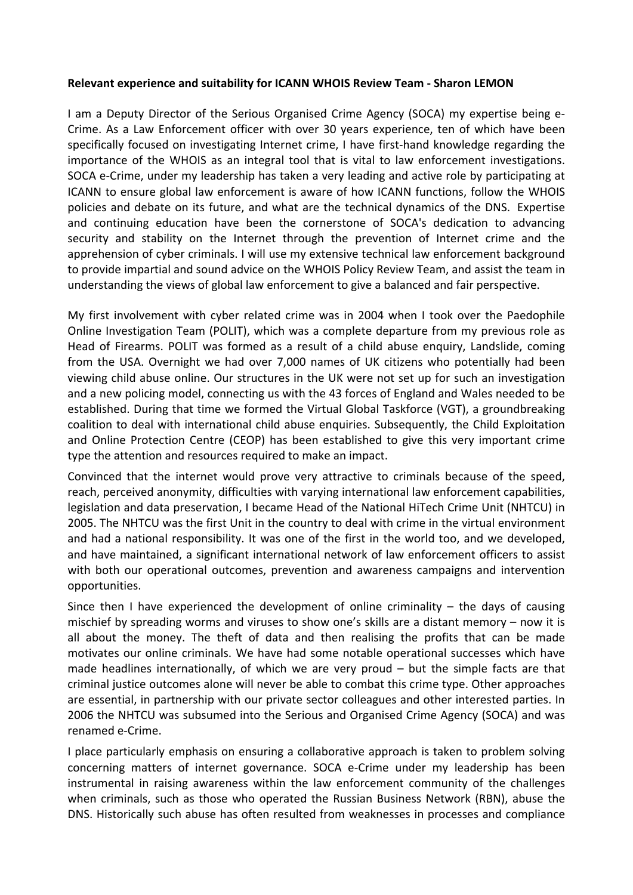**Relevant experience and suitability for ICANN WHOIS Review Team - Sharon LEMON**

I am a Deputy Director of the Serious Organised Crime Agency (SOCA) my expertise being e-Crime. As a Law Enforcement officer with over 30 years experience, ten of which have been specifically focused on investigating Internet crime, I have first-hand knowledge regarding the importance of the WHOIS as an integral tool that is vital to law enforcement investigations. SOCA e-Crime, under my leadership has taken a very leading and active role by participating at ICANN to ensure global law enforcement is aware of how ICANN functions, follow the WHOIS policies and debate on its future, and what are the technical dynamics of the DNS. Expertise and continuing education have been the cornerstone of SOCA's dedication to advancing security and stability on the Internet through the prevention of Internet crime and the apprehension of cyber criminals. I will use my extensive technical law enforcement background to provide impartial and sound advice on the WHOIS Policy Review Team, and assist the team in understanding the views of global law enforcement to give a balanced and fair perspective.

My first involvement with cyber related crime was in 2004 when I took over the Paedophile Online Investigation Team (POLIT), which was a complete departure from my previous role as Head of Firearms. POLIT was formed as a result of a child abuse enquiry, Landslide, coming from the USA. Overnight we had over 7,000 names of UK citizens who potentially had been viewing child abuse online. Our structures in the UK were not set up for such an investigation and a new policing model, connecting us with the 43 forces of England and Wales needed to be established. During that time we formed the Virtual Global Taskforce (VGT), a groundbreaking coalition to deal with international child abuse enquiries. Subsequently, the Child Exploitation and Online Protection Centre (CEOP) has been established to give this very important crime type the attention and resources required to make an impact.

Convinced that the internet would prove very attractive to criminals because of the speed, reach, perceived anonymity, difficulties with varying international law enforcement capabilities, legislation and data preservation, I became Head of the National HiTech Crime Unit (NHTCU) in 2005. The NHTCU was the first Unit in the country to deal with crime in the virtual environment and had a national responsibility. It was one of the first in the world too, and we developed, and have maintained, a significant international network of law enforcement officers to assist with both our operational outcomes, prevention and awareness campaigns and intervention opportunities.

Since then I have experienced the development of online criminality – the days of causing mischief by spreading worms and viruses to show one's skills are a distant memory – now it is all about the money. The theft of data and then realising the profits that can be made motivates our online criminals. We have had some notable operational successes which have made headlines internationally, of which we are very proud – but the simple facts are that criminal justice outcomes alone will never be able to combat this crime type. Other approaches are essential, in partnership with our private sector colleagues and other interested parties. In 2006 the NHTCU was subsumed into the Serious and Organised Crime Agency (SOCA) and was renamed e-Crime.

I place particularly emphasis on ensuring a collaborative approach is taken to problem solving concerning matters of internet governance. SOCA e-Crime under my leadership has been instrumental in raising awareness within the law enforcement community of the challenges when criminals, such as those who operated the Russian Business Network (RBN), abuse the DNS. Historically such abuse has often resulted from weaknesses in processes and compliance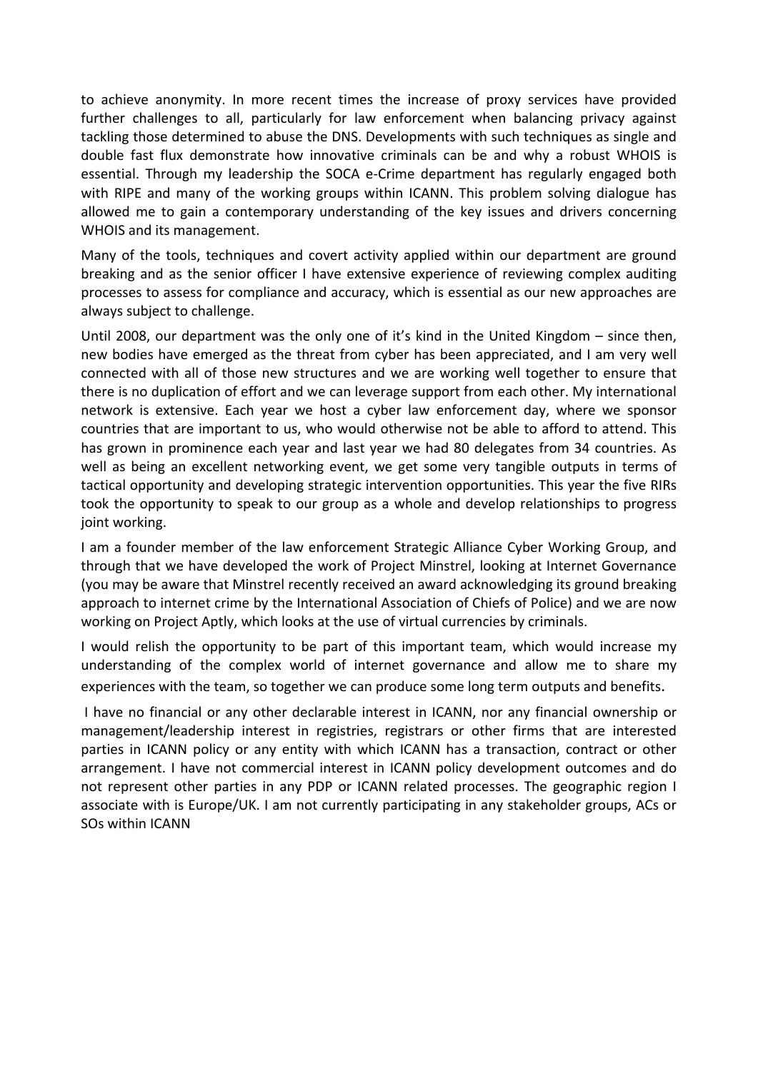to achieve anonymity. In more recent times the increase of proxy services have provided further challenges to all, particularly for law enforcement when balancing privacy against tackling those determined to abuse the DNS. Developments with such techniques as single and double fast flux demonstrate how innovative criminals can be and why a robust WHOIS is essential. Through my leadership the SOCA e-Crime department has regularly engaged both with RIPE and many of the working groups within ICANN. This problem solving dialogue has allowed me to gain a contemporary understanding of the key issues and drivers concerning WHOIS and its management.

Many of the tools, techniques and covert activity applied within our department are ground breaking and as the senior officer I have extensive experience of reviewing complex auditing processes to assess for compliance and accuracy, which is essential as our new approaches are always subject to challenge.

Until 2008, our department was the only one of it's kind in the United Kingdom – since then, new bodies have emerged as the threat from cyber has been appreciated, and I am very well connected with all of those new structures and we are working well together to ensure that there is no duplication of effort and we can leverage support from each other. My international network is extensive. Each year we host a cyber law enforcement day, where we sponsor countries that are important to us, who would otherwise not be able to afford to attend. This has grown in prominence each year and last year we had 80 delegates from 34 countries. As well as being an excellent networking event, we get some very tangible outputs in terms of tactical opportunity and developing strategic intervention opportunities. This year the five RIRs took the opportunity to speak to our group as a whole and develop relationships to progress joint working.

I am a founder member of the law enforcement Strategic Alliance Cyber Working Group, and through that we have developed the work of Project Minstrel, looking at Internet Governance (you may be aware that Minstrel recently received an award acknowledging its ground breaking approach to internet crime by the International Association of Chiefs of Police) and we are now working on Project Aptly, which looks at the use of virtual currencies by criminals.

I would relish the opportunity to be part of this important team, which would increase my understanding of the complex world of internet governance and allow me to share my experiences with the team, so together we can produce some long term outputs and benefits.

I have no financial or any other declarable interest in ICANN, nor any financial ownership or management/leadership interest in registries, registrars or other firms that are interested parties in ICANN policy or any entity with which ICANN has a transaction, contract or other arrangement. I have not commercial interest in ICANN policy development outcomes and do not represent other parties in any PDP or ICANN related processes. The geographic region I associate with is Europe/UK. I am not currently participating in any stakeholder groups, ACs or SOs within ICANN